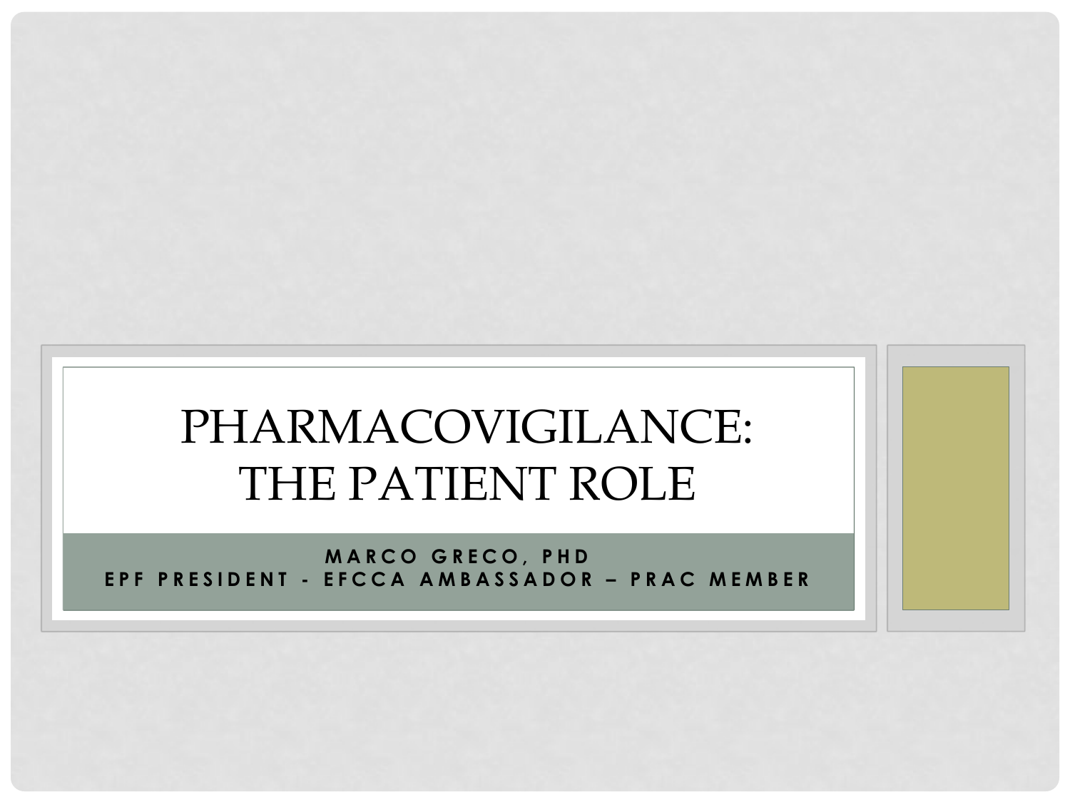# PHARMACOVIGILANCE: THE PATIENT ROLE

MARCO GRECO, PHD
EPF PRESIDENT - EFCCA AMBASSADOR – PRAC MEMBER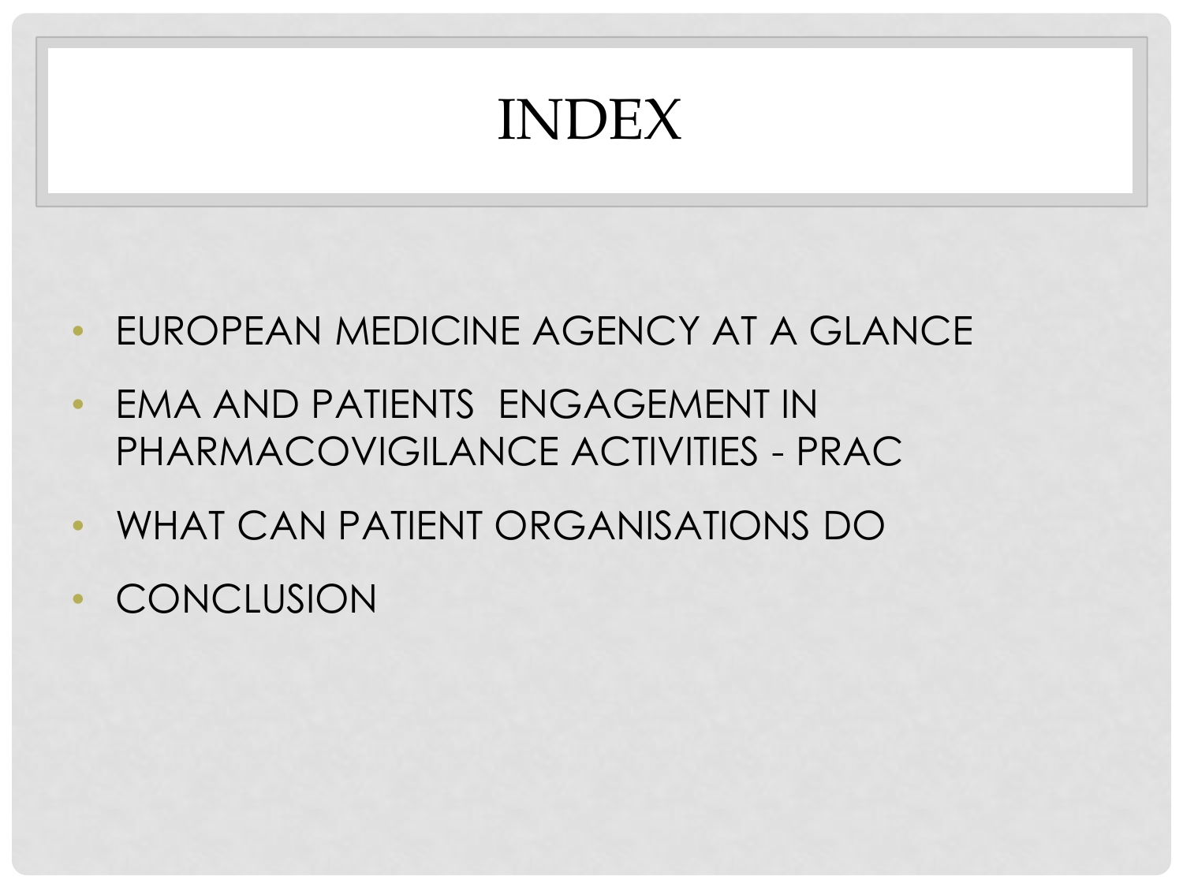# INDEX

- EUROPEAN MEDICINE AGENCY AT A GLANCE
- EMA AND PATIENTS ENGAGEMENT IN PHARMACOVIGILANCE ACTIVITIES - PRAC
- WHAT CAN PATIENT ORGANISATIONS DO
- CONCLUSION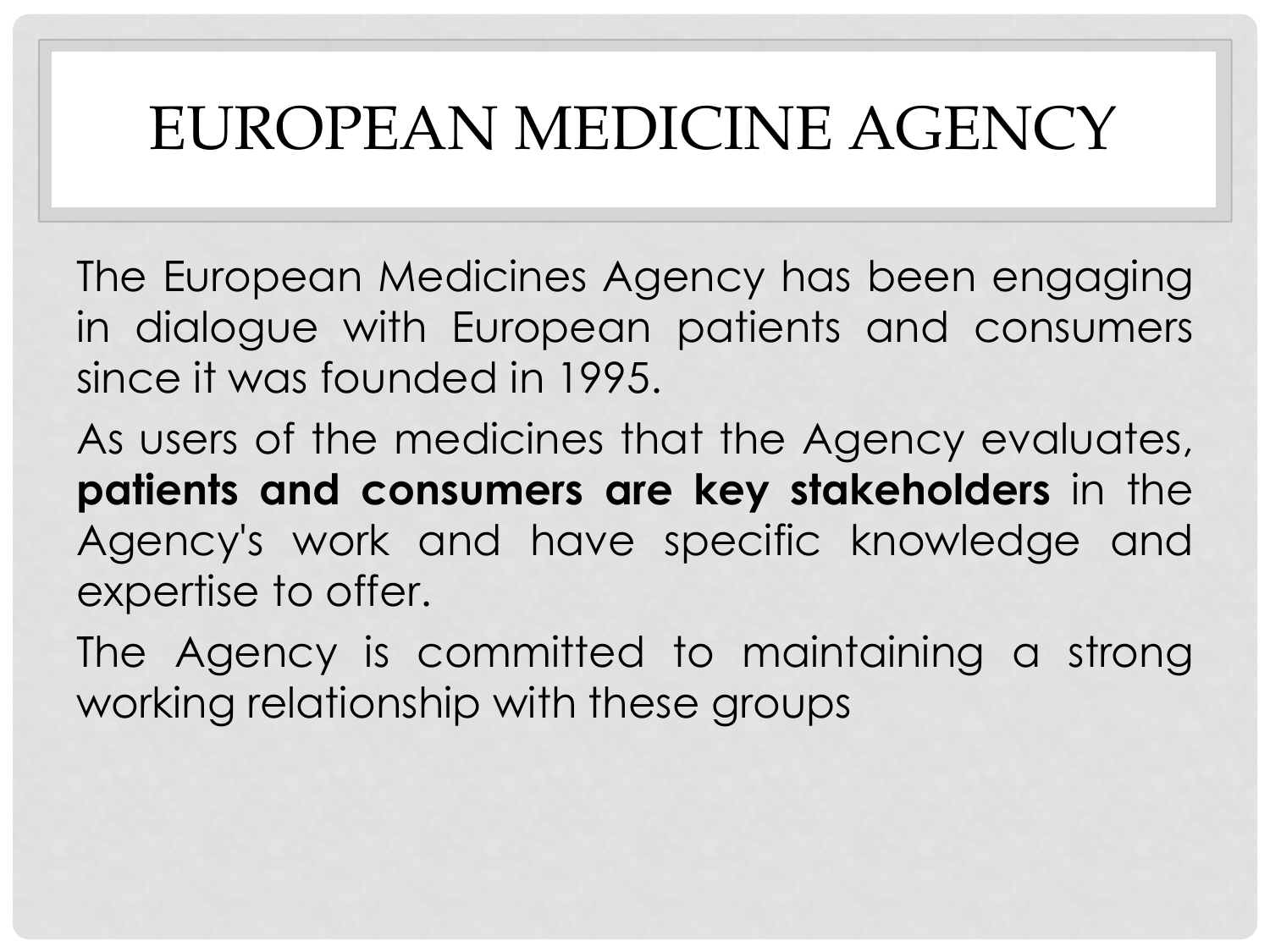# EUROPEAN MEDICINE AGENCY

The European Medicines Agency has been engaging in dialogue with European patients and consumers since it was founded in 1995.

As users of the medicines that the Agency evaluates, **patients and consumers are key stakeholders** in the Agency's work and have specific knowledge and expertise to offer.

The Agency is committed to maintaining a strong working relationship with these groups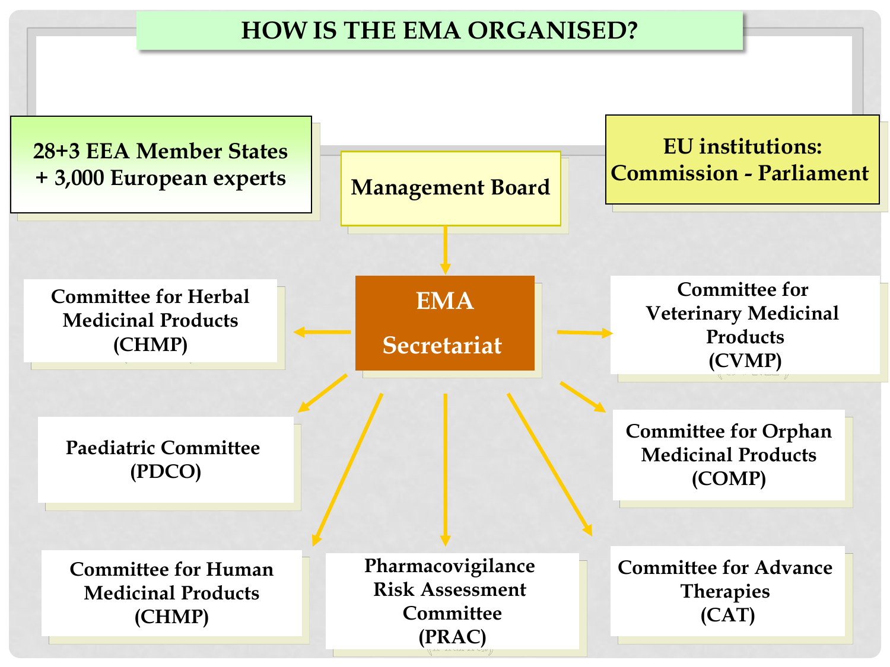# HOW IS THE EMA ORGANISED?

**28+3 EEA Member States + 3,000 European experts**

**Management Board**

**EU institutions: Commission - Parliament**

**EMA Secretariat**

**Committee for Herbal Medicinal Products (CHMP)**

**Committee for Veterinary Medicinal Products (CVMP)**

**Paediatric Committee (PDCO)**

**Committee for Orphan Medicinal Products (COMP)**

**Committee for Human Medicinal Products (CHMP)**

**Pharmacovigilance Risk Assessment Committee (PRAC)**

**Committee for Advance Therapies (CAT)**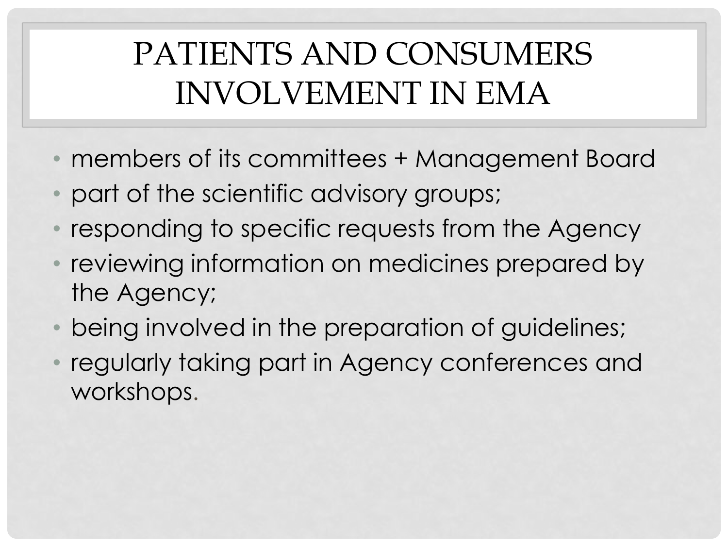# PATIENTS AND CONSUMERS INVOLVEMENT IN EMA

- members of its committees + Management Board
- part of the scientific advisory groups;
- responding to specific requests from the Agency
- reviewing information on medicines prepared by the Agency;
- being involved in the preparation of guidelines;
- regularly taking part in Agency conferences and workshops.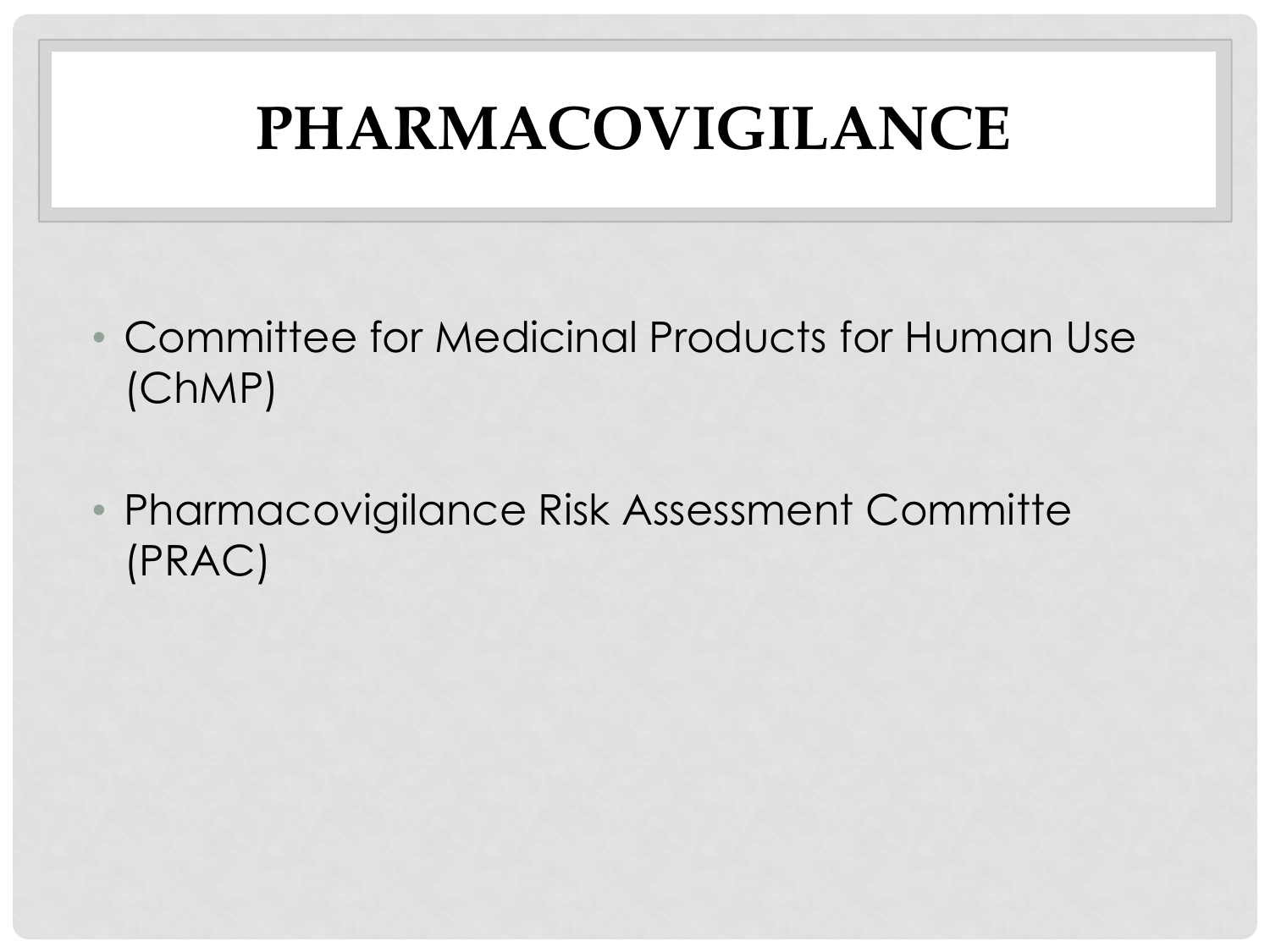# PHARMACOVIGILANCE

- Committee for Medicinal Products for Human Use (ChMP)

- Pharmacovigilance Risk Assessment Committe (PRAC)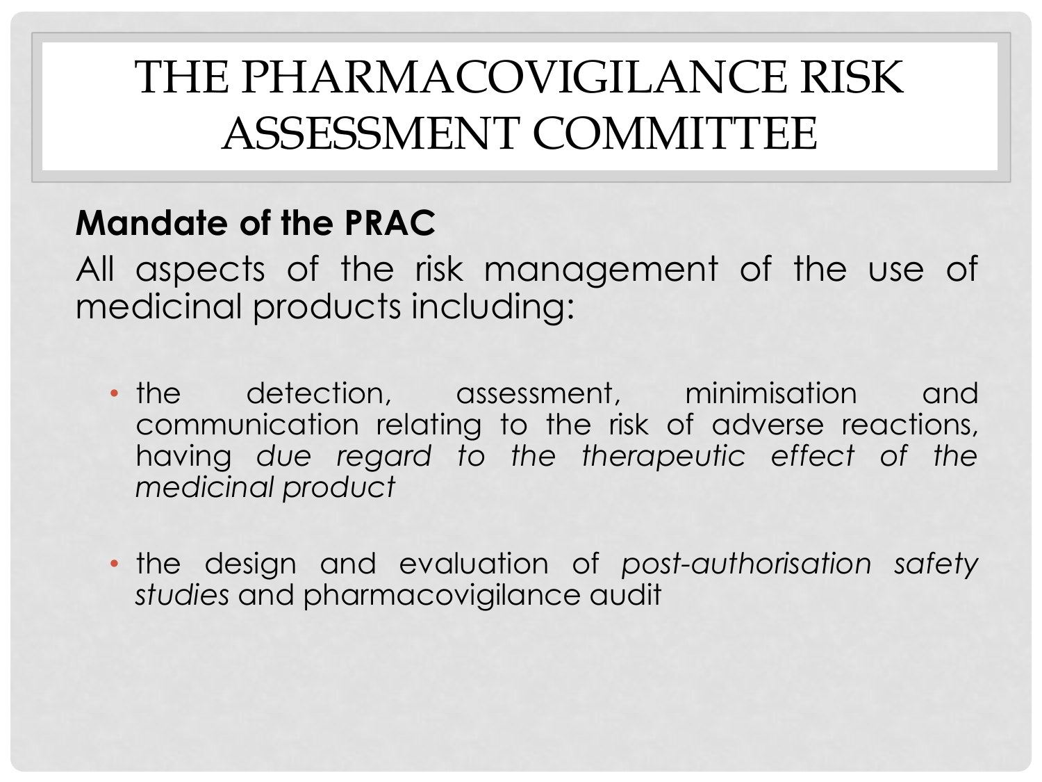# THE PHARMACOVIGILANCE RISK ASSESSMENT COMMITTEE

**Mandate of the PRAC**

All aspects of the risk management of the use of medicinal products including:

- the detection, assessment, minimisation and communication relating to the risk of adverse reactions, having *due regard to the therapeutic effect of the medicinal product*
- the design and evaluation of *post-authorisation safety studies* and pharmacovigilance audit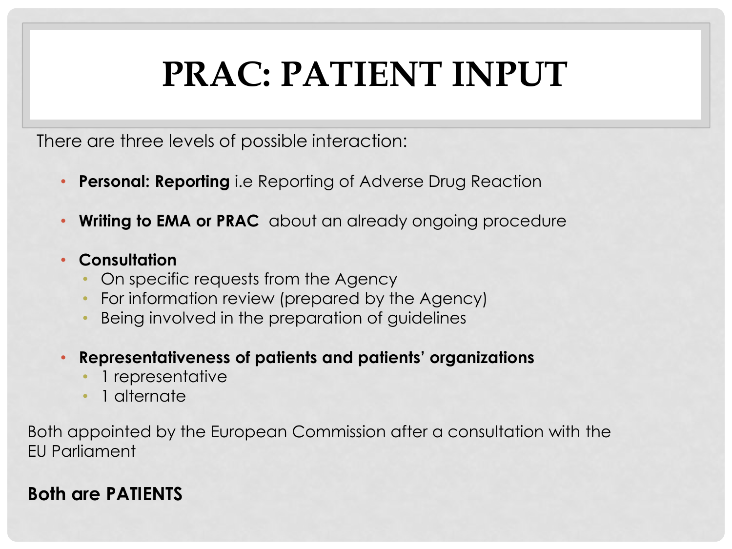# PRAC: PATIENT INPUT

There are three levels of possible interaction:

- **Personal: Reporting** i.e Reporting of Adverse Drug Reaction
- **Writing to EMA or PRAC** about an already ongoing procedure
- **Consultation**
  - On specific requests from the Agency
  - For information review (prepared by the Agency)
  - Being involved in the preparation of guidelines
- **Representativeness of patients and patients' organizations**
  - 1 representative
  - 1 alternate

Both appointed by the European Commission after a consultation with the EU Parliament

**Both are PATIENTS**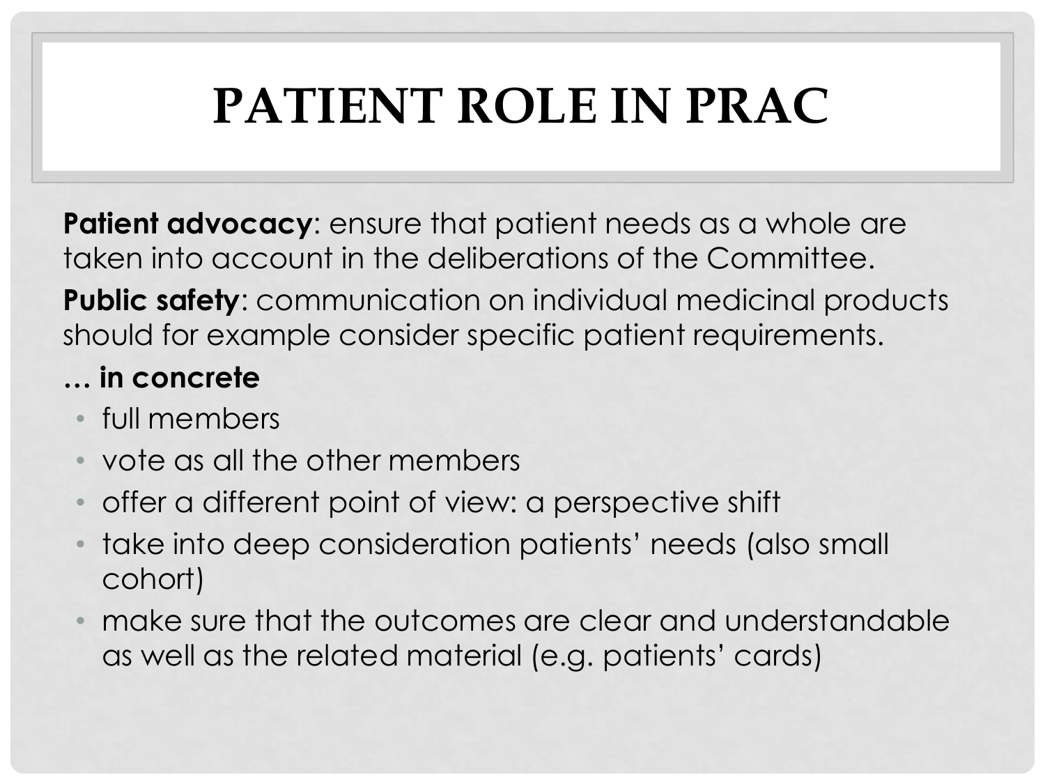# PATIENT ROLE IN PRAC

**Patient advocacy**: ensure that patient needs as a whole are taken into account in the deliberations of the Committee.

**Public safety**: communication on individual medicinal products should for example consider specific patient requirements.

**… in concrete**

- full members
- vote as all the other members
- offer a different point of view: a perspective shift
- take into deep consideration patients' needs (also small cohort)
- make sure that the outcomes are clear and understandable as well as the related material (e.g. patients' cards)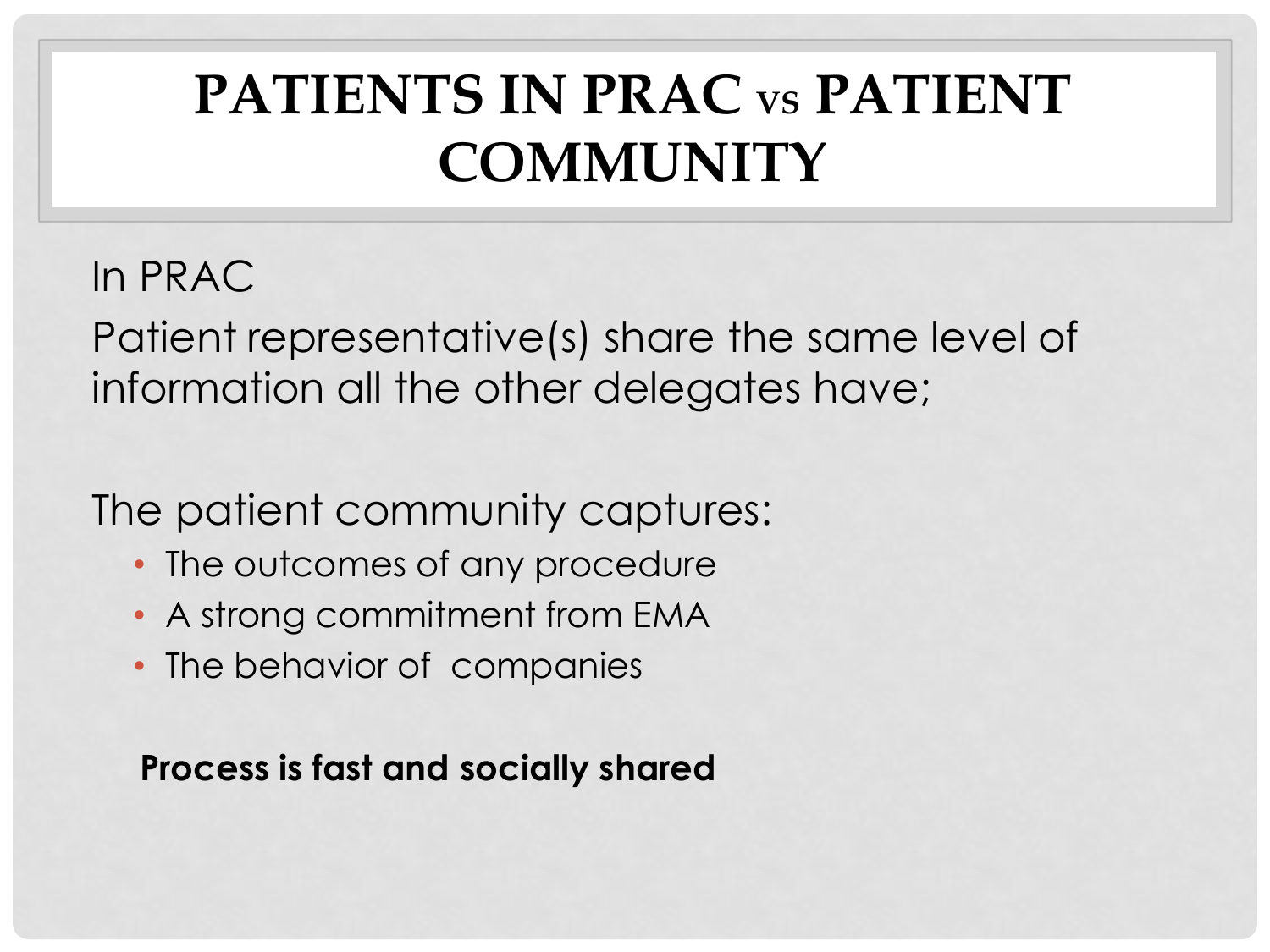# PATIENTS IN PRAC vs PATIENT COMMUNITY

In PRAC

Patient representative(s) share the same level of information all the other delegates have;

The patient community captures:

- The outcomes of any procedure
- A strong commitment from EMA
- The behavior of companies

**Process is fast and socially shared**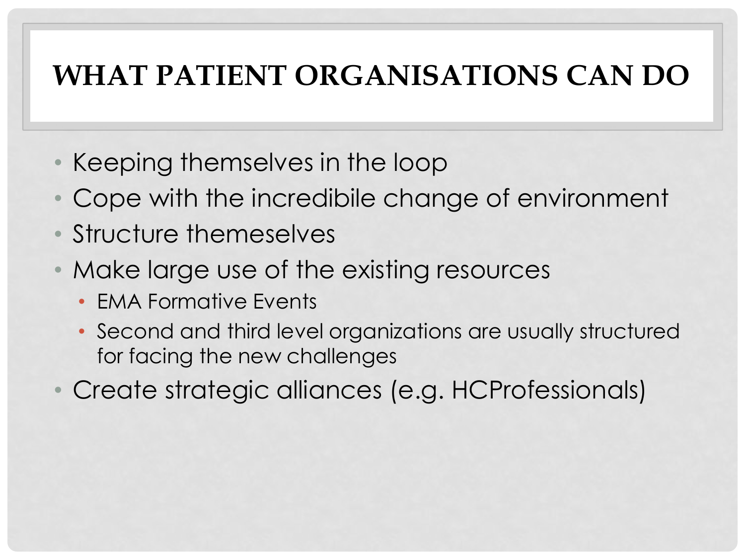# WHAT PATIENT ORGANISATIONS CAN DO

- Keeping themselves in the loop
- Cope with the incredibile change of environment
- Structure themeselves
- Make large use of the existing resources
  - EMA Formative Events
  - Second and third level organizations are usually structured for facing the new challenges
- Create strategic alliances (e.g. HCProfessionals)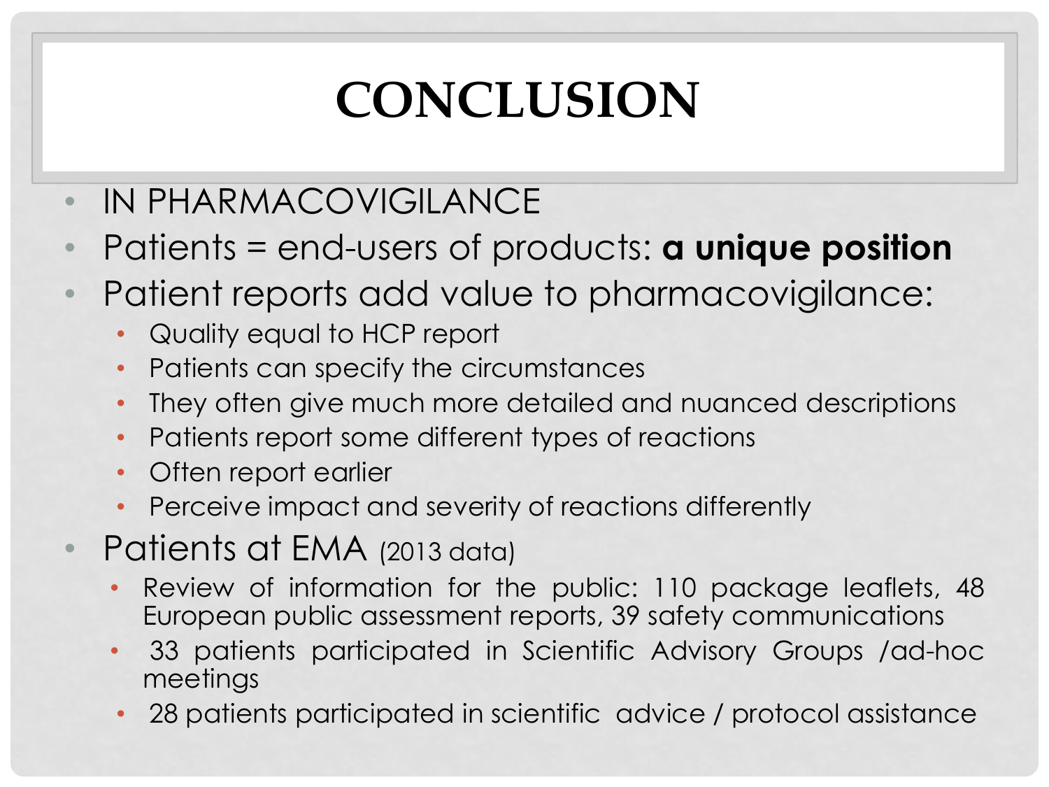# CONCLUSION

- IN PHARMACOVIGILANCE
- Patients = end-users of products: **a unique position**
- Patient reports add value to pharmacovigilance:
  - Quality equal to HCP report
  - Patients can specify the circumstances
  - They often give much more detailed and nuanced descriptions
  - Patients report some different types of reactions
  - Often report earlier
  - Perceive impact and severity of reactions differently
- Patients at EMA (2013 data)
  - Review of information for the public: 110 package leaflets, 48 European public assessment reports, 39 safety communications
  - 33 patients participated in Scientific Advisory Groups /ad-hoc meetings
  - 28 patients participated in scientific advice / protocol assistance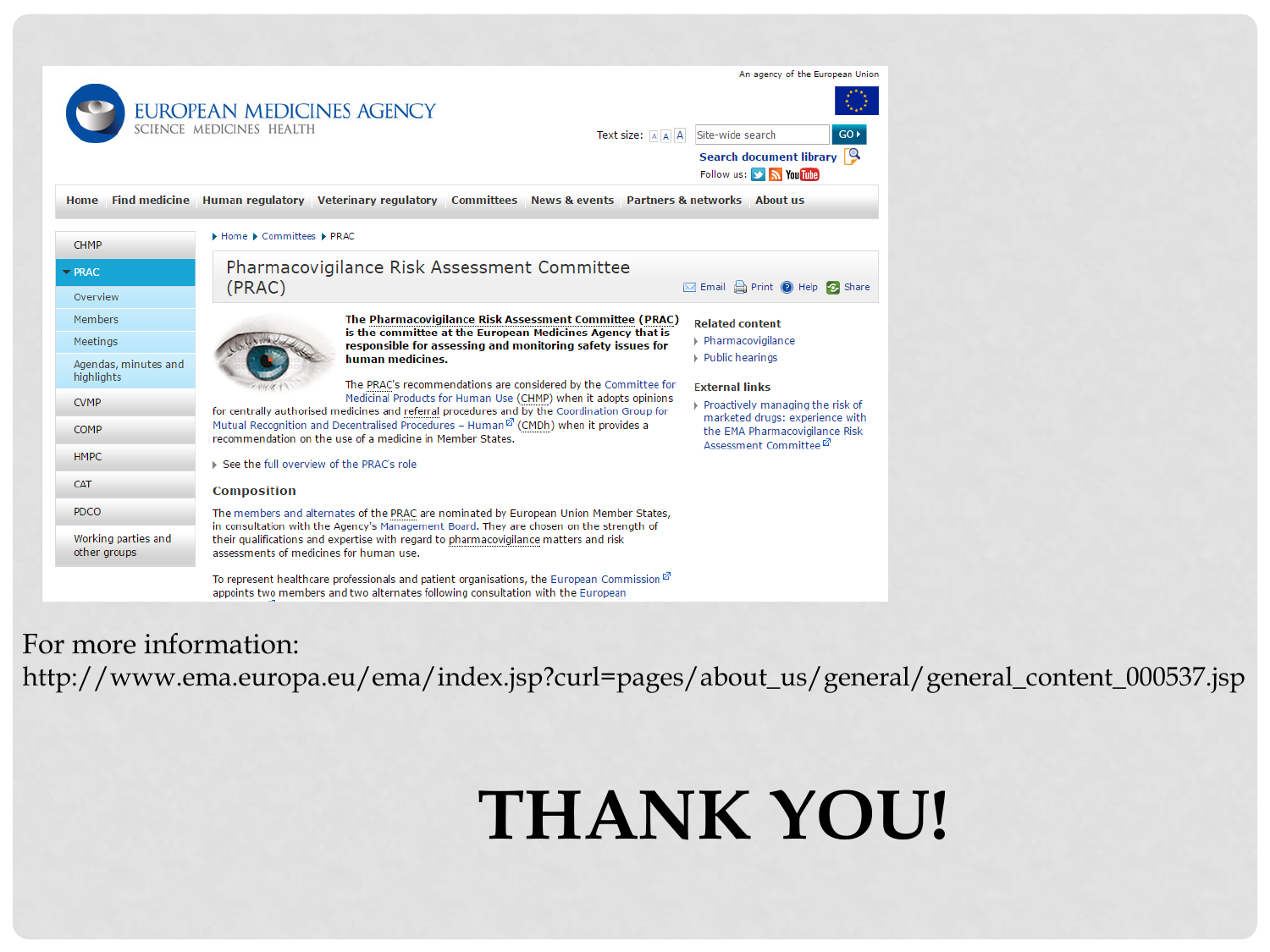An agency of the European Union

EUROPEAN MEDICINES AGENCY
SCIENCE MEDICINES HEALTH

Text size: A A A | Site-wide search | GO

Search document library

Follow us:

Home | Find medicine | Human regulatory | Veterinary regulatory | Committees | News & events | Partners & networks | About us

- CHMP
- PRAC
  - Overview
  - Members
  - Meetings
  - Agendas, minutes and highlights
- CVMP
- COMP
- HMPC
- CAT
- PDCO
- Working parties and other groups

Home ▸ Committees ▸ PRAC

## Pharmacovigilance Risk Assessment Committee (PRAC)

Email | Print | Help | Share

**The Pharmacovigilance Risk Assessment Committee (PRAC) is the committee at the European Medicines Agency that is responsible for assessing and monitoring safety issues for human medicines.**

The PRAC's recommendations are considered by the Committee for Medicinal Products for Human Use (CHMP) when it adopts opinions for centrally authorised medicines and referral procedures and by the Coordination Group for Mutual Recognition and Decentralised Procedures – Human (CMDh) when it provides a recommendation on the use of a medicine in Member States.

▸ See the full overview of the PRAC's role

### Composition

The members and alternates of the PRAC are nominated by European Union Member States, in consultation with the Agency's Management Board. They are chosen on the strength of their qualifications and expertise with regard to pharmacovigilance matters and risk assessments of medicines for human use.

To represent healthcare professionals and patient organisations, the European Commission appoints two members and two alternates following consultation with the European

**Related content**

- Pharmacovigilance
- Public hearings

**External links**

- Proactively managing the risk of marketed drugs: experience with the EMA Pharmacovigilance Risk Assessment Committee

For more information:
http://www.ema.europa.eu/ema/index.jsp?curl=pages/about_us/general/general_content_000537.jsp

# THANK YOU!